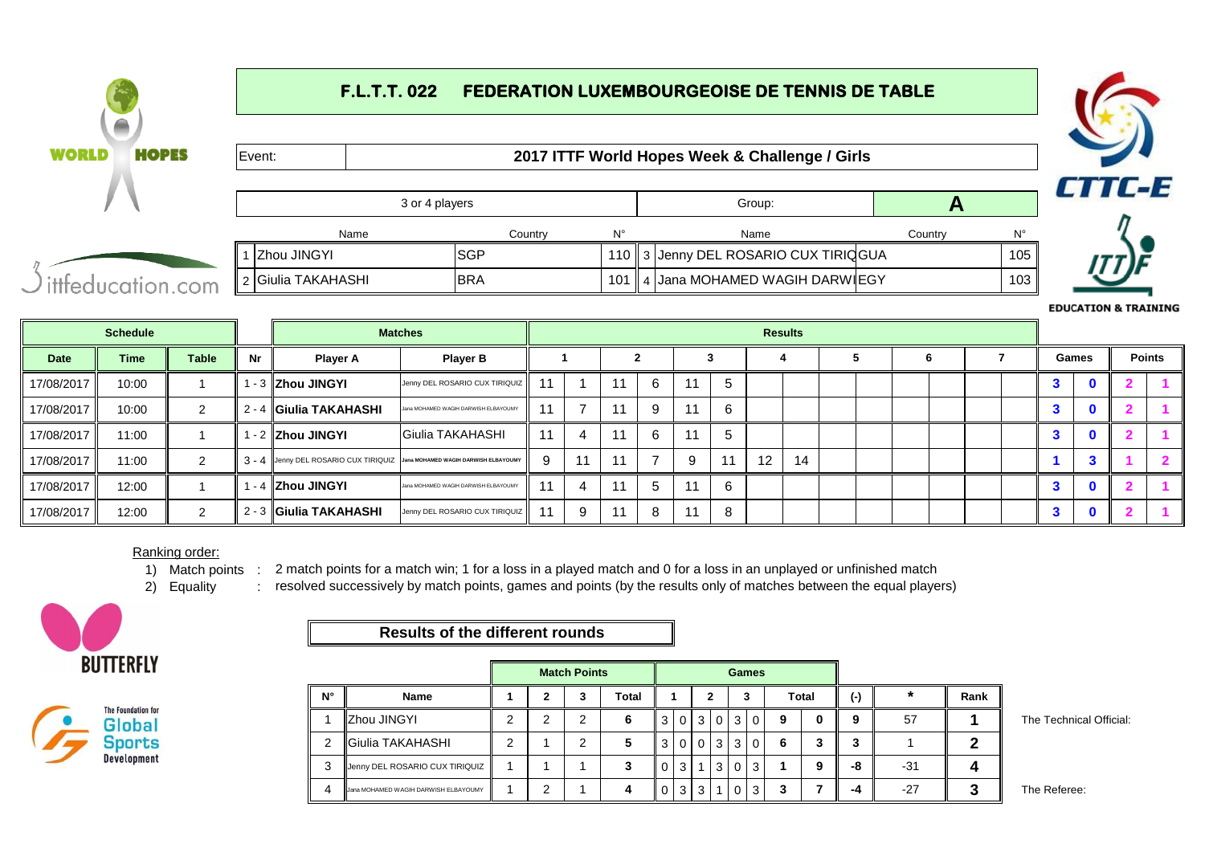# F.L.T.T. 022 FEDERATION LUXEMBOURGEOISE DE TENNIS DE TABLE

Event: **2017 ITTF World Hopes Week & Challenge / Girls**

| 3 or 4 players | Group: | **A** |
|---|---|---|

| | Name | Country | N° | | Name | Country | N° |
|---|---|---|---|---|---|---|---|
| 1 | Zhou JINGYI | SGP | 110 | 3 | Jenny DEL ROSARIO CUX TIRIQUIZ | GUA | 105 |
| 2 | Giulia TAKAHASHI | BRA | 101 | 4 | Jana MOHAMED WAGIH DARWISH ELBAYOUMY | EGY | 103 |

| Schedule | | | | Matches | | Results | | | | | | | | | | | | | | Games | | Points | |
|---|---|---|---|---|---|---|---|---|---|---|---|---|---|---|---|---|---|---|---|---|---|---|---|
| Date | Time | Table | Nr | Player A | Player B | 1 | | 2 | | 3 | | 4 | | 5 | | 6 | | 7 | | Games | | Points | |
| 17/08/2017 | 10:00 | 1 | 1 - 3 | **Zhou JINGYI** | Jenny DEL ROSARIO CUX TIRIQUIZ | 11 | 1 | 11 | 6 | 11 | 5 | | | | | | | | | 3 | 0 | 2 | 1 |
| 17/08/2017 | 10:00 | 2 | 2 - 4 | **Giulia TAKAHASHI** | Jana MOHAMED WAGIH DARWISH ELBAYOUMY | 11 | 7 | 11 | 9 | 11 | 6 | | | | | | | | | 3 | 0 | 2 | 1 |
| 17/08/2017 | 11:00 | 1 | 1 - 2 | **Zhou JINGYI** | Giulia TAKAHASHI | 11 | 4 | 11 | 6 | 11 | 5 | | | | | | | | | 3 | 0 | 2 | 1 |
| 17/08/2017 | 11:00 | 2 | 3 - 4 | Jenny DEL ROSARIO CUX TIRIQUIZ | **Jana MOHAMED WAGIH DARWISH ELBAYOUMY** | 9 | 11 | 11 | 7 | 9 | 11 | 12 | 14 | | | | | | | 1 | 3 | 1 | 2 |
| 17/08/2017 | 12:00 | 1 | 1 - 4 | **Zhou JINGYI** | Jana MOHAMED WAGIH DARWISH ELBAYOUMY | 11 | 4 | 11 | 5 | 11 | 6 | | | | | | | | | 3 | 0 | 2 | 1 |
| 17/08/2017 | 12:00 | 2 | 2 - 3 | **Giulia TAKAHASHI** | Jenny DEL ROSARIO CUX TIRIQUIZ | 11 | 9 | 11 | 8 | 11 | 8 | | | | | | | | | 3 | 0 | 2 | 1 |

Ranking order:

1) Match points : 2 match points for a match win; 1 for a loss in a played match and 0 for a loss in an unplayed or unfinished match
2) Equality : resolved successively by match points, games and points (by the results only of matches between the equal players)

## Results of the different rounds

| | | Match Points | | | | Games | | | | | | | | | | | | |
|---|---|---|---|---|---|---|---|---|---|---|---|---|---|---|---|---|---|---|
| N° | Name | 1 | 2 | 3 | Total | 1 | | 2 | | 3 | | Total | | (-) | * | Rank |
| 1 | Zhou JINGYI | 2 | 2 | 2 | 6 | 3 | 0 | 3 | 0 | 3 | 0 | 9 | 0 | 9 | 57 | **1** |
| 2 | Giulia TAKAHASHI | 2 | 1 | 2 | 5 | 3 | 0 | 0 | 3 | 3 | 0 | 6 | 3 | 3 | 1 | **2** |
| 3 | Jenny DEL ROSARIO CUX TIRIQUIZ | 1 | 1 | 1 | 3 | 0 | 3 | 1 | 3 | 0 | 3 | 1 | 9 | -8 | -31 | **4** |
| 4 | Jana MOHAMED WAGIH DARWISH ELBAYOUMY | 1 | 2 | 1 | 4 | 0 | 3 | 3 | 1 | 0 | 3 | 3 | 7 | -4 | -27 | **3** |

The Technical Official:

The Referee: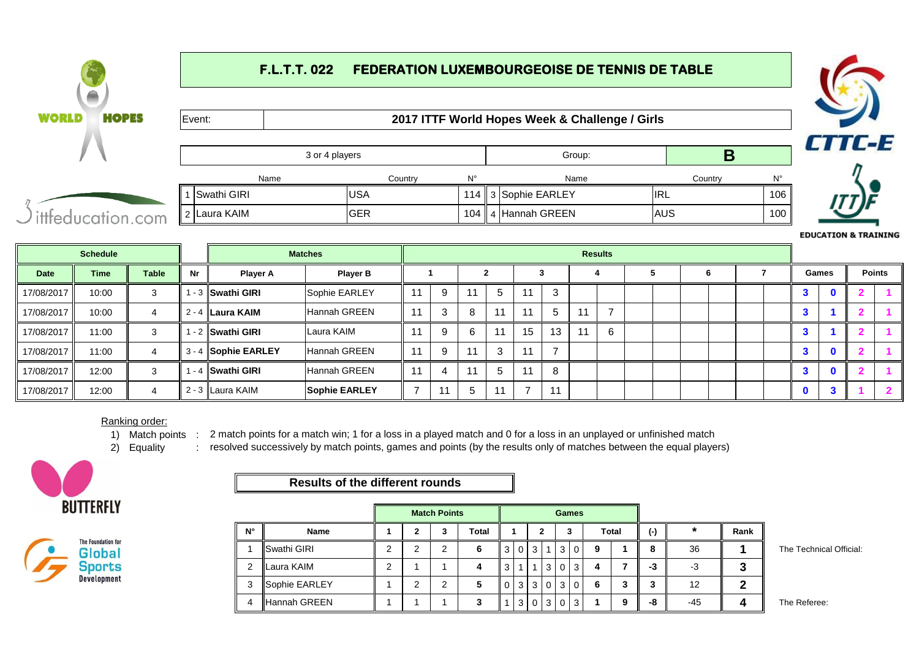# F.L.T.T. 022 FEDERATION LUXEMBOURGEOISE DE TENNIS DE TABLE

Event: **2017 ITTF World Hopes Week & Challenge / Girls**

| 3 or 4 players | Group: | **B** |
|---|---|---|

| | Name | Country | N° | | Name | Country | N° |
|---|---|---|---|---|---|---|---|
| 1 | Swathi GIRI | USA | 114 | 3 | Sophie EARLEY | IRL | 106 |
| 2 | Laura KAIM | GER | 104 | 4 | Hannah GREEN | AUS | 100 |

| Schedule | | | | Matches | | Results | | | | | | | | | | | | | | | | | |
|---|---|---|---|---|---|---|---|---|---|---|---|---|---|---|---|---|---|---|---|---|---|---|---|
| Date | Time | Table | Nr | Player A | Player B | 1 | | 2 | | 3 | | 4 | | 5 | | 6 | | 7 | | Games | | Points | |
| 17/08/2017 | 10:00 | 3 | 1 - 3 | **Swathi GIRI** | Sophie EARLEY | 11 | 9 | 11 | 5 | 11 | 3 | | | | | | | | | 3 | 0 | 2 | 1 |
| 17/08/2017 | 10:00 | 4 | 2 - 4 | **Laura KAIM** | Hannah GREEN | 11 | 3 | 8 | 11 | 11 | 5 | 11 | 7 | | | | | | | 3 | 1 | 2 | 1 |
| 17/08/2017 | 11:00 | 3 | 1 - 2 | **Swathi GIRI** | Laura KAIM | 11 | 9 | 6 | 11 | 15 | 13 | 11 | 6 | | | | | | | 3 | 1 | 2 | 1 |
| 17/08/2017 | 11:00 | 4 | 3 - 4 | **Sophie EARLEY** | Hannah GREEN | 11 | 9 | 11 | 3 | 11 | 7 | | | | | | | | | 3 | 0 | 2 | 1 |
| 17/08/2017 | 12:00 | 3 | 1 - 4 | **Swathi GIRI** | Hannah GREEN | 11 | 4 | 11 | 5 | 11 | 8 | | | | | | | | | 3 | 0 | 2 | 1 |
| 17/08/2017 | 12:00 | 4 | 2 - 3 | Laura KAIM | **Sophie EARLEY** | 7 | 11 | 5 | 11 | 7 | 11 | | | | | | | | | 0 | 3 | 1 | 2 |

Ranking order:

1) Match points : 2 match points for a match win; 1 for a loss in a played match and 0 for a loss in an unplayed or unfinished match
2) Equality : resolved successively by match points, games and points (by the results only of matches between the equal players)

## Results of the different rounds

| | | Match Points | | | | Games | | | | | | | | | | | | |
|---|---|---|---|---|---|---|---|---|---|---|---|---|---|---|---|---|---|---|
| N° | Name | 1 | 2 | 3 | Total | 1 | | 2 | | 3 | | Total | | (-) | * | Rank |
| 1 | Swathi GIRI | 2 | 2 | 2 | 6 | 3 | 0 | 3 | 1 | 3 | 0 | 9 | 1 | 8 | 36 | 1 |
| 2 | Laura KAIM | 2 | 1 | 1 | 4 | 3 | 1 | 1 | 3 | 0 | 3 | 4 | 7 | -3 | -3 | 3 |
| 3 | Sophie EARLEY | 1 | 2 | 2 | 5 | 0 | 3 | 3 | 0 | 3 | 0 | 6 | 3 | 3 | 12 | 2 |
| 4 | Hannah GREEN | 1 | 1 | 1 | 3 | 1 | 3 | 0 | 3 | 0 | 3 | 1 | 9 | -8 | -45 | 4 |

The Technical Official:

The Referee: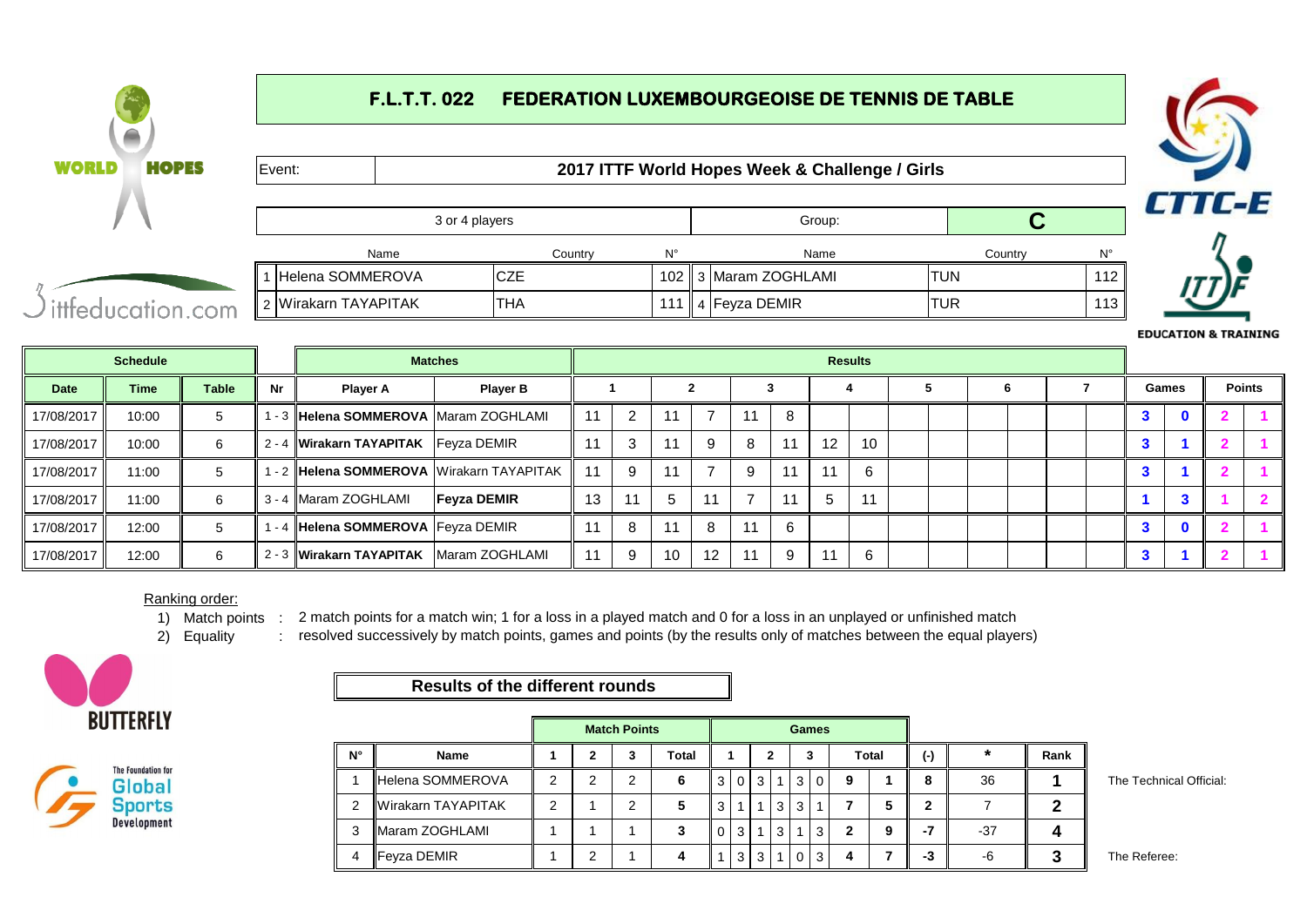# F.L.T.T. 022 FEDERATION LUXEMBOURGEOISE DE TENNIS DE TABLE

| Event: | 2017 ITTF World Hopes Week & Challenge / Girls |
|---|---|

| 3 or 4 players | Group: | C |
|---|---|---|

| | Name | Country | N° | | Name | Country | N° |
|---|---|---|---|---|---|---|---|
| 1 | Helena SOMMEROVA | CZE | 102 | 3 | Maram ZOGHLAMI | TUN | 112 |
| 2 | Wirakarn TAYAPITAK | THA | 111 | 4 | Feyza DEMIR | TUR | 113 |

| Schedule | | | | Matches | | Results | | | | | | | | | | | | | | Games | | Points | |
|---|---|---|---|---|---|---|---|---|---|---|---|---|---|---|---|---|---|---|---|---|---|---|---|
| Date | Time | Table | Nr | Player A | Player B | 1 | | 2 | | 3 | | 4 | | 5 | | 6 | | 7 | | Games | | Points | |
| 17/08/2017 | 10:00 | 5 | 1 - 3 | **Helena SOMMEROVA** | Maram ZOGHLAMI | 11 | 2 | 11 | 7 | 11 | 8 | | | | | | | | | 3 | 0 | 2 | 1 |
| 17/08/2017 | 10:00 | 6 | 2 - 4 | **Wirakarn TAYAPITAK** | Feyza DEMIR | 11 | 3 | 11 | 9 | 8 | 11 | 12 | 10 | | | | | | | 3 | 1 | 2 | 1 |
| 17/08/2017 | 11:00 | 5 | 1 - 2 | **Helena SOMMEROVA** | Wirakarn TAYAPITAK | 11 | 9 | 11 | 7 | 9 | 11 | 11 | 6 | | | | | | | 3 | 1 | 2 | 1 |
| 17/08/2017 | 11:00 | 6 | 3 - 4 | Maram ZOGHLAMI | **Feyza DEMIR** | 13 | 11 | 5 | 11 | 7 | 11 | 5 | 11 | | | | | | | 1 | 3 | 1 | 2 |
| 17/08/2017 | 12:00 | 5 | 1 - 4 | **Helena SOMMEROVA** | Feyza DEMIR | 11 | 8 | 11 | 8 | 11 | 6 | | | | | | | | | 3 | 0 | 2 | 1 |
| 17/08/2017 | 12:00 | 6 | 2 - 3 | **Wirakarn TAYAPITAK** | Maram ZOGHLAMI | 11 | 9 | 10 | 12 | 11 | 9 | 11 | 6 | | | | | | | 3 | 1 | 2 | 1 |

Ranking order:

1) Match points : 2 match points for a match win; 1 for a loss in a played match and 0 for a loss in an unplayed or unfinished match
2) Equality : resolved successively by match points, games and points (by the results only of matches between the equal players)

## Results of the different rounds

| | | Match Points | | | | Games | | | | | | | | (-) | * | Rank |
|---|---|---|---|---|---|---|---|---|---|---|---|---|---|---|---|---|
| N° | Name | 1 | 2 | 3 | Total | 1 | | 2 | | 3 | | Total | | (-) | * | Rank |
| 1 | Helena SOMMEROVA | 2 | 2 | 2 | 6 | 3 | 0 | 3 | 1 | 3 | 0 | 9 | 1 | 8 | 36 | 1 |
| 2 | Wirakarn TAYAPITAK | 2 | 1 | 2 | 5 | 3 | 1 | 1 | 3 | 3 | 1 | 7 | 5 | 2 | 7 | 2 |
| 3 | Maram ZOGHLAMI | 1 | 1 | 1 | 3 | 0 | 3 | 1 | 3 | 1 | 3 | 2 | 9 | -7 | -37 | 4 |
| 4 | Feyza DEMIR | 1 | 2 | 1 | 4 | 1 | 3 | 3 | 1 | 0 | 3 | 4 | 7 | -3 | -6 | 3 |

The Technical Official:

The Referee: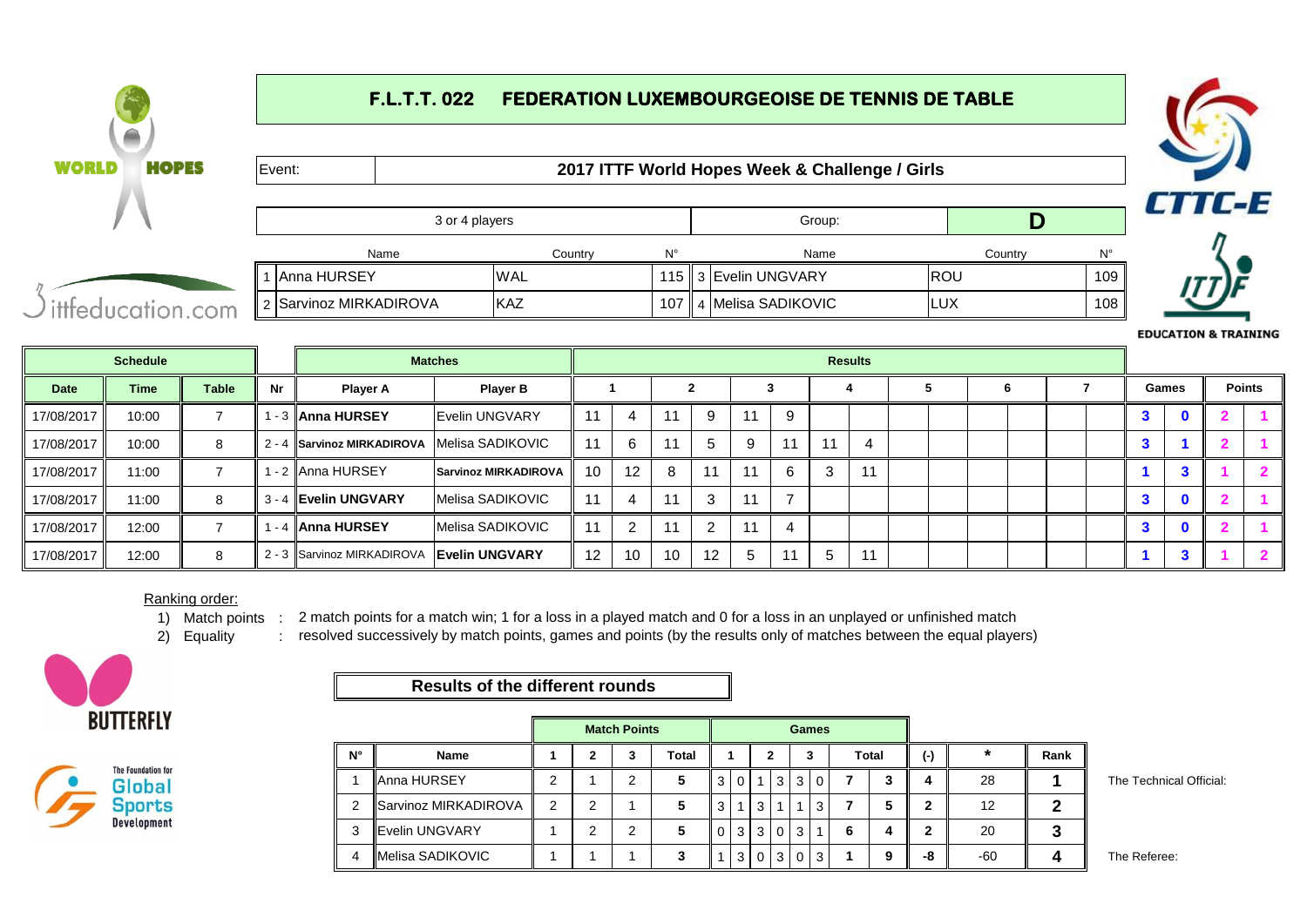**F.L.T.T. 022 FEDERATION LUXEMBOURGEOISE DE TENNIS DE TABLE**

Event: **2017 ITTF World Hopes Week & Challenge / Girls**

3 or 4 players | Group: **D**

| | Name | Country | N° | | Name | Country | N° |
|---|---|---|---|---|---|---|---|
| 1 | Anna HURSEY | WAL | 115 | 3 | Evelin UNGVARY | ROU | 109 |
| 2 | Sarvinoz MIRKADIROVA | KAZ | 107 | 4 | Melisa SADIKOVIC | LUX | 108 |

| Schedule | | | | Matches | | Results | | | | | | | | | | | | | | | | | | |
|---|---|---|---|---|---|---|---|---|---|---|---|---|---|---|---|---|---|---|---|---|---|---|---|---|
| Date | Time | Table | Nr | Player A | Player B | 1 | | 2 | | 3 | | 4 | | 5 | | 6 | | 7 | | Games | | Points | | |
| 17/08/2017 | 10:00 | 7 | 1 - 3 | **Anna HURSEY** | Evelin UNGVARY | 11 | 4 | 11 | 9 | 11 | 9 | | | | | | | | | 3 | 0 | 2 | 1 |
| 17/08/2017 | 10:00 | 8 | 2 - 4 | **Sarvinoz MIRKADIROVA** | Melisa SADIKOVIC | 11 | 6 | 11 | 5 | 9 | 11 | 11 | 4 | | | | | | | 3 | 1 | 2 | 1 |
| 17/08/2017 | 11:00 | 7 | 1 - 2 | Anna HURSEY | **Sarvinoz MIRKADIROVA** | 10 | 12 | 8 | 11 | 11 | 6 | 3 | 11 | | | | | | | 1 | 3 | 1 | 2 |
| 17/08/2017 | 11:00 | 8 | 3 - 4 | **Evelin UNGVARY** | Melisa SADIKOVIC | 11 | 4 | 11 | 3 | 11 | 7 | | | | | | | | | 3 | 0 | 2 | 1 |
| 17/08/2017 | 12:00 | 7 | 1 - 4 | **Anna HURSEY** | Melisa SADIKOVIC | 11 | 2 | 11 | 2 | 11 | 4 | | | | | | | | | 3 | 0 | 2 | 1 |
| 17/08/2017 | 12:00 | 8 | 2 - 3 | Sarvinoz MIRKADIROVA | **Evelin UNGVARY** | 12 | 10 | 10 | 12 | 5 | 11 | 5 | 11 | | | | | | | 1 | 3 | 1 | 2 |

Ranking order:

1) Match points : 2 match points for a match win; 1 for a loss in a played match and 0 for a loss in an unplayed or unfinished match
2) Equality : resolved successively by match points, games and points (by the results only of matches between the equal players)

**Results of the different rounds**

| | | Match Points | | | | Games | | | | | | | | | | |
|---|---|---|---|---|---|---|---|---|---|---|---|---|---|---|---|---|
| N° | Name | 1 | 2 | 3 | Total | 1 | | 2 | | 3 | | Total | | (-) | * | Rank |
| 1 | Anna HURSEY | 2 | 1 | 2 | 5 | 3 | 0 | 1 | 3 | 3 | 0 | 7 | 3 | 4 | 28 | 1 |
| 2 | Sarvinoz MIRKADIROVA | 2 | 2 | 1 | 5 | 3 | 1 | 3 | 1 | 1 | 3 | 7 | 5 | 2 | 12 | 2 |
| 3 | Evelin UNGVARY | 1 | 2 | 2 | 5 | 0 | 3 | 3 | 0 | 3 | 1 | 6 | 4 | 2 | 20 | 3 |
| 4 | Melisa SADIKOVIC | 1 | 1 | 1 | 3 | 1 | 3 | 0 | 3 | 0 | 3 | 1 | 9 | -8 | -60 | 4 |

The Technical Official:

The Referee: